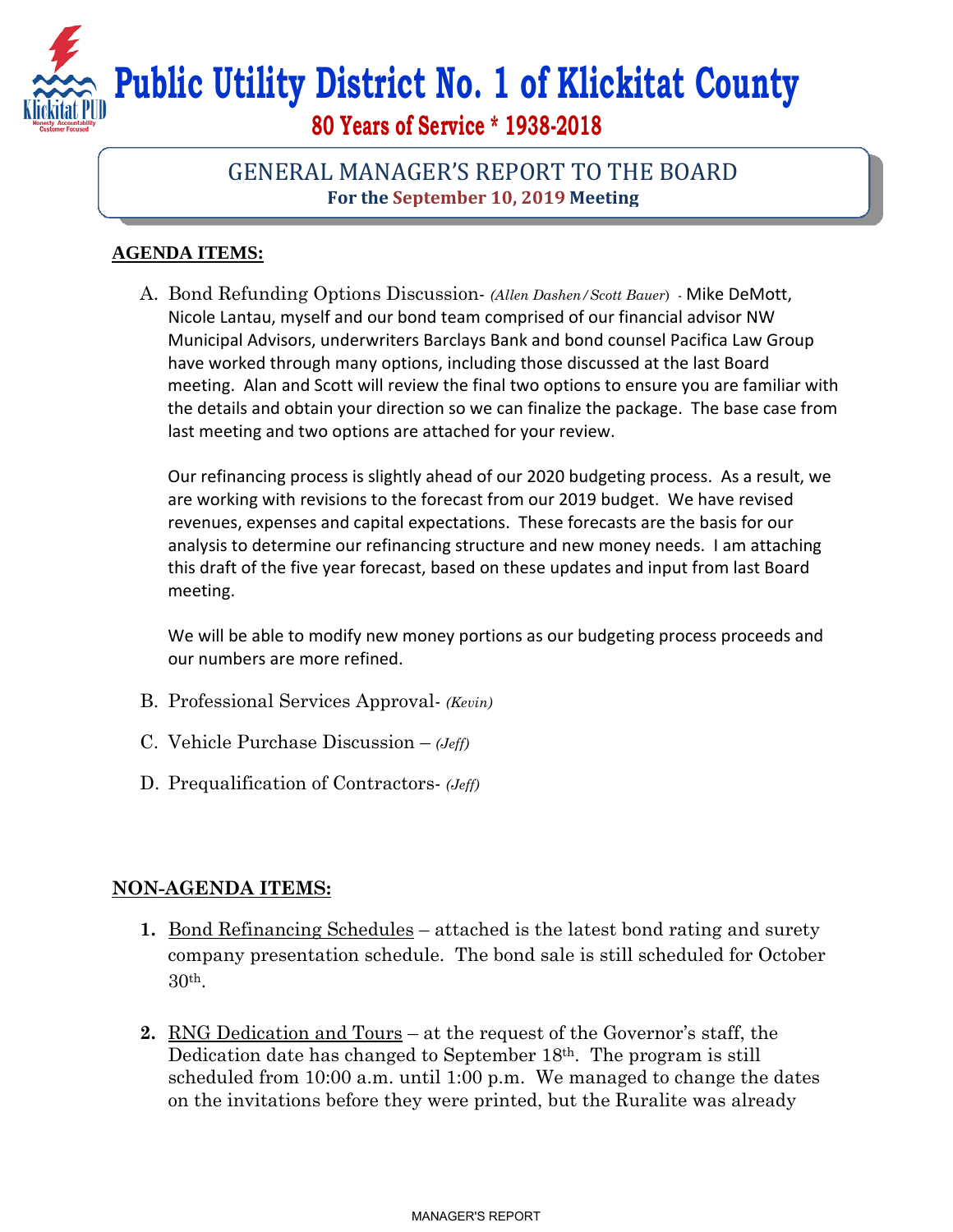# Public Utility District No. 1 of Klickitat County

**80 Years of Service * 1938-2018**

## GENERAL MANAGER'S REPORT TO THE BOARD

**For the September 10, 2019 Meeting**

### AGENDA ITEMS:

A. Bond Refunding Options Discussion- *(Allen Dashen/Scott Bauer)* - Mike DeMott, Nicole Lantau, myself and our bond team comprised of our financial advisor NW Municipal Advisors, underwriters Barclays Bank and bond counsel Pacifica Law Group have worked through many options, including those discussed at the last Board meeting. Alan and Scott will review the final two options to ensure you are familiar with the details and obtain your direction so we can finalize the package. The base case from last meeting and two options are attached for your review.

   Our refinancing process is slightly ahead of our 2020 budgeting process. As a result, we are working with revisions to the forecast from our 2019 budget. We have revised revenues, expenses and capital expectations. These forecasts are the basis for our analysis to determine our refinancing structure and new money needs. I am attaching this draft of the five year forecast, based on these updates and input from last Board meeting.

   We will be able to modify new money portions as our budgeting process proceeds and our numbers are more refined.

B. Professional Services Approval- *(Kevin)*

C. Vehicle Purchase Discussion – *(Jeff)*

D. Prequalification of Contractors- *(Jeff)*

### NON-AGENDA ITEMS:

1. Bond Refinancing Schedules – attached is the latest bond rating and surety company presentation schedule. The bond sale is still scheduled for October 30th.

2. RNG Dedication and Tours – at the request of the Governor's staff, the Dedication date has changed to September 18th. The program is still scheduled from 10:00 a.m. until 1:00 p.m. We managed to change the dates on the invitations before they were printed, but the Ruralite was already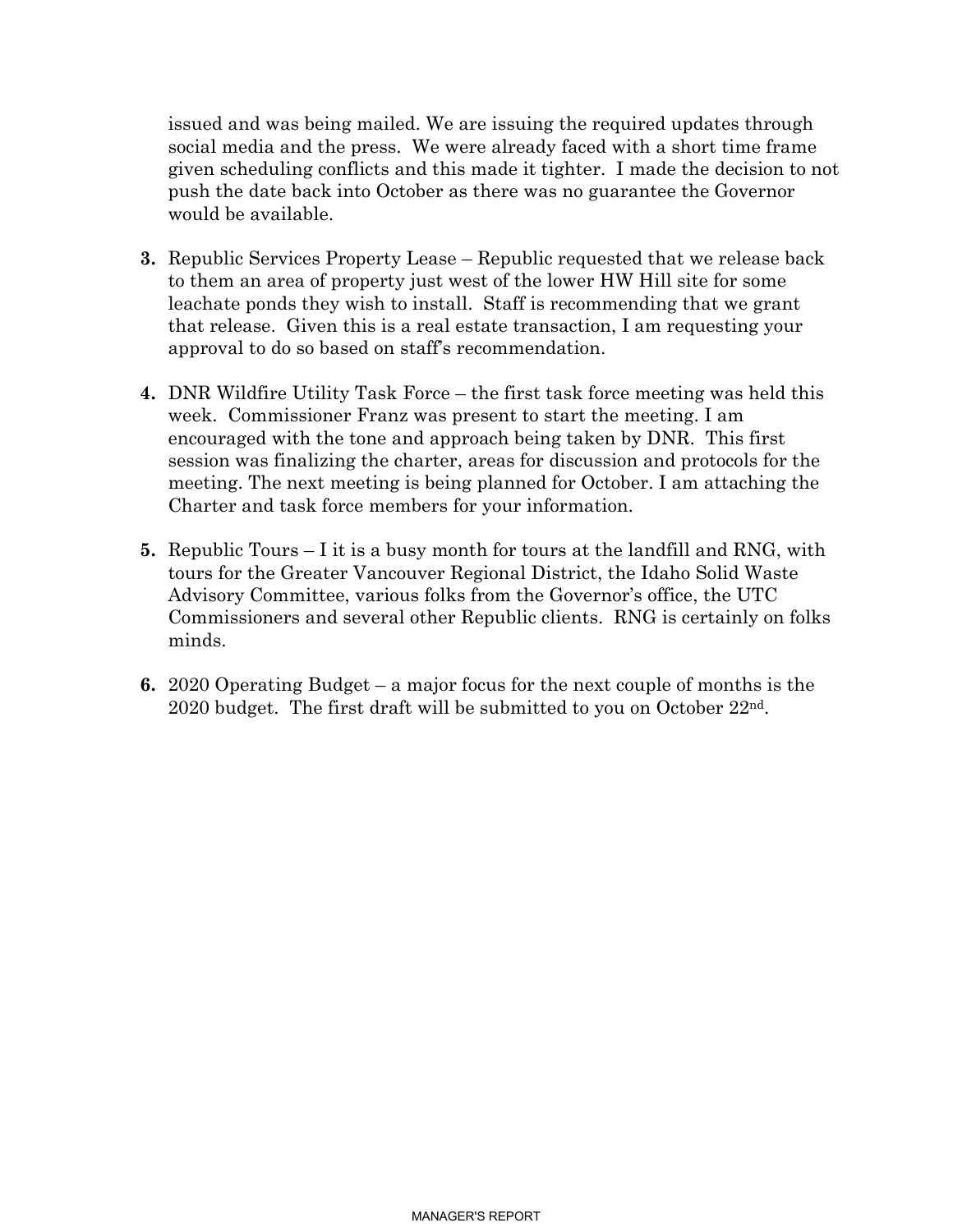issued and was being mailed. We are issuing the required updates through social media and the press. We were already faced with a short time frame given scheduling conflicts and this made it tighter. I made the decision to not push the date back into October as there was no guarantee the Governor would be available.

3. Republic Services Property Lease – Republic requested that we release back to them an area of property just west of the lower HW Hill site for some leachate ponds they wish to install. Staff is recommending that we grant that release. Given this is a real estate transaction, I am requesting your approval to do so based on staff's recommendation.

4. DNR Wildfire Utility Task Force – the first task force meeting was held this week. Commissioner Franz was present to start the meeting. I am encouraged with the tone and approach being taken by DNR. This first session was finalizing the charter, areas for discussion and protocols for the meeting. The next meeting is being planned for October. I am attaching the Charter and task force members for your information.

5. Republic Tours – I it is a busy month for tours at the landfill and RNG, with tours for the Greater Vancouver Regional District, the Idaho Solid Waste Advisory Committee, various folks from the Governor's office, the UTC Commissioners and several other Republic clients. RNG is certainly on folks minds.

6. 2020 Operating Budget – a major focus for the next couple of months is the 2020 budget. The first draft will be submitted to you on October 22nd.